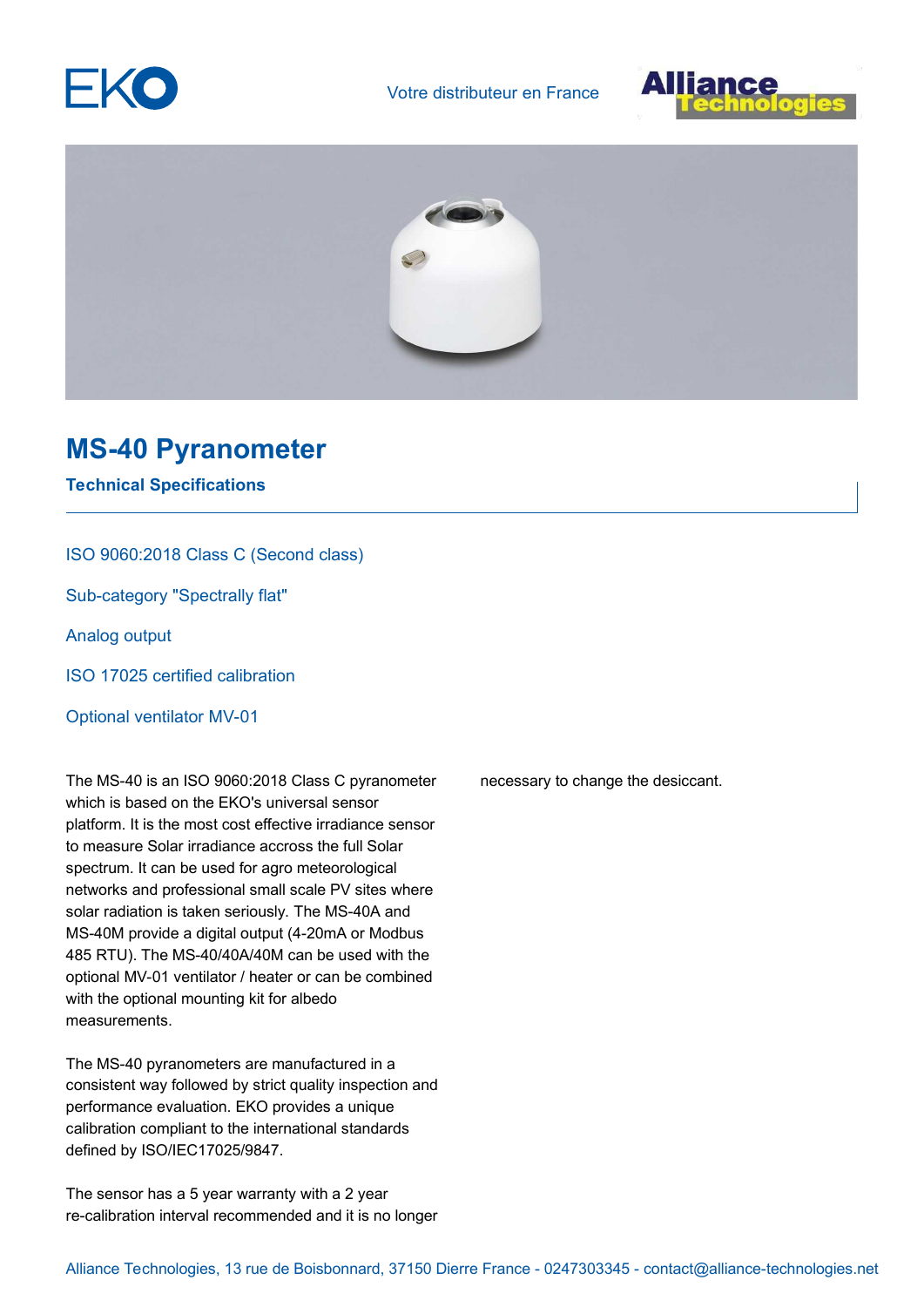EKO

Votre distributeur en France

# MS-40 Pyranometer

## Technical Specifications

ISO 9060:2018 Class C (Second class)

Sub-category "Spectrally flat"

Analog output

ISO 17025 certified calibration

Optional ventilator MV-01

The MS-40 is an ISO 9060:2018 Class C pyranometer which is based on the EKO's universal sensor platform. It is the most cost effective irradiance sensor to measure Solar irradiance accross the full Solar spectrum. It can be used for agro meteorological networks and professional small scale PV sites where solar radiation is taken seriously. The MS-40A and MS-40M provide a digital output (4-20mA or Modbus 485 RTU). The MS-40/40A/40M can be used with the optional MV-01 ventilator / heater or can be combined with the optional mounting kit for albedo measurements.

The MS-40 pyranometers are manufactured in a consistent way followed by strict quality inspection and performance evaluation. EKO provides a unique calibration compliant to the international standards defined by ISO/IEC17025/9847.

The sensor has a 5 year warranty with a 2 year re-calibration interval recommended and it is no longer necessary to change the desiccant.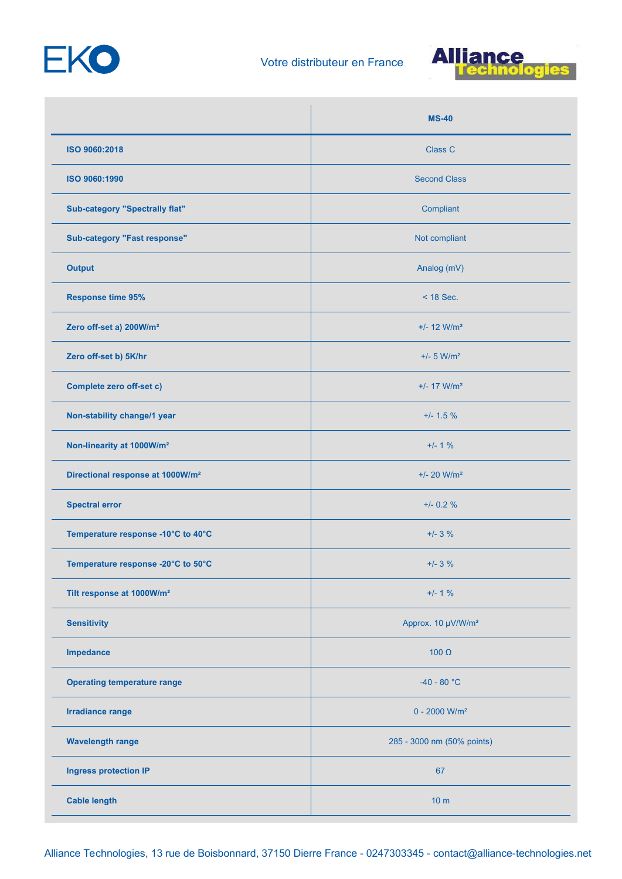| | MS-40 |
|---|---|
| **ISO 9060:2018** | Class C |
| **ISO 9060:1990** | Second Class |
| **Sub-category "Spectrally flat"** | Compliant |
| **Sub-category "Fast response"** | Not compliant |
| **Output** | Analog (mV) |
| **Response time 95%** | < 18 Sec. |
| **Zero off-set a) 200W/m²** | +/- 12 W/m² |
| **Zero off-set b) 5K/hr** | +/- 5 W/m² |
| **Complete zero off-set c)** | +/- 17 W/m² |
| **Non-stability change/1 year** | +/- 1.5 % |
| **Non-linearity at 1000W/m²** | +/- 1 % |
| **Directional response at 1000W/m²** | +/- 20 W/m² |
| **Spectral error** | +/- 0.2 % |
| **Temperature response -10°C to 40°C** | +/- 3 % |
| **Temperature response -20°C to 50°C** | +/- 3 % |
| **Tilt response at 1000W/m²** | +/- 1 % |
| **Sensitivity** | Approx. 10 µV/W/m² |
| **Impedance** | 100 Ω |
| **Operating temperature range** | -40 - 80 °C |
| **Irradiance range** | 0 - 2000 W/m² |
| **Wavelength range** | 285 - 3000 nm (50% points) |
| **Ingress protection IP** | 67 |
| **Cable length** | 10 m |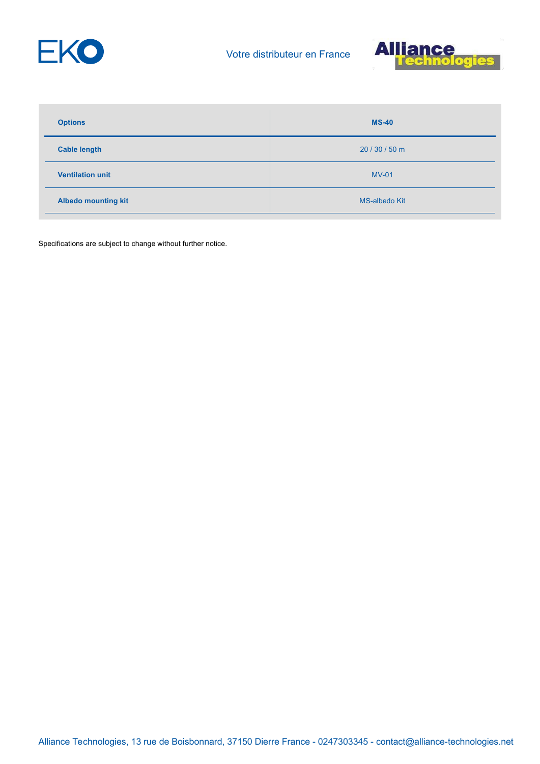| Options | MS-40 |
| --- | --- |
| Cable length | 20 / 30 / 50 m |
| Ventilation unit | MV-01 |
| Albedo mounting kit | MS-albedo Kit |

Specifications are subject to change without further notice.